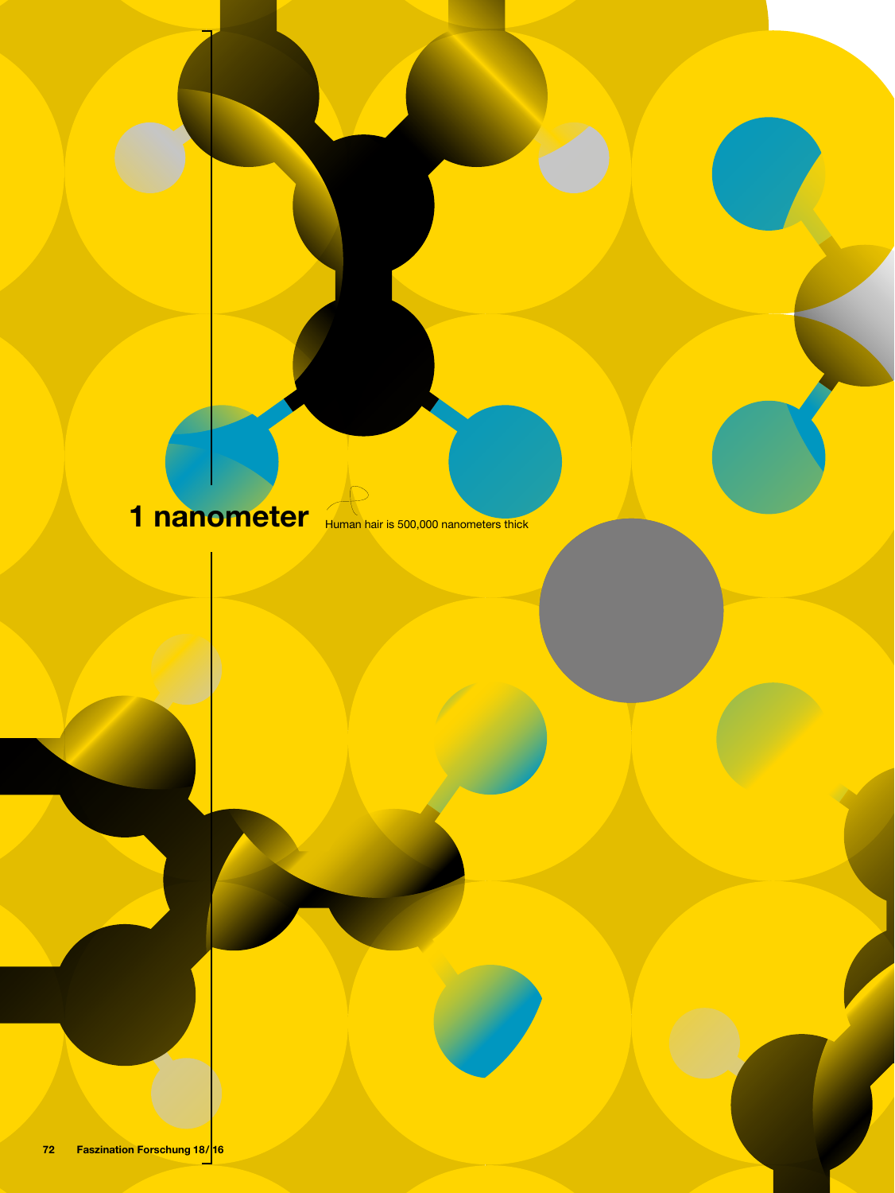**1 nanometer**

Human hair is 500,000 nanometers thick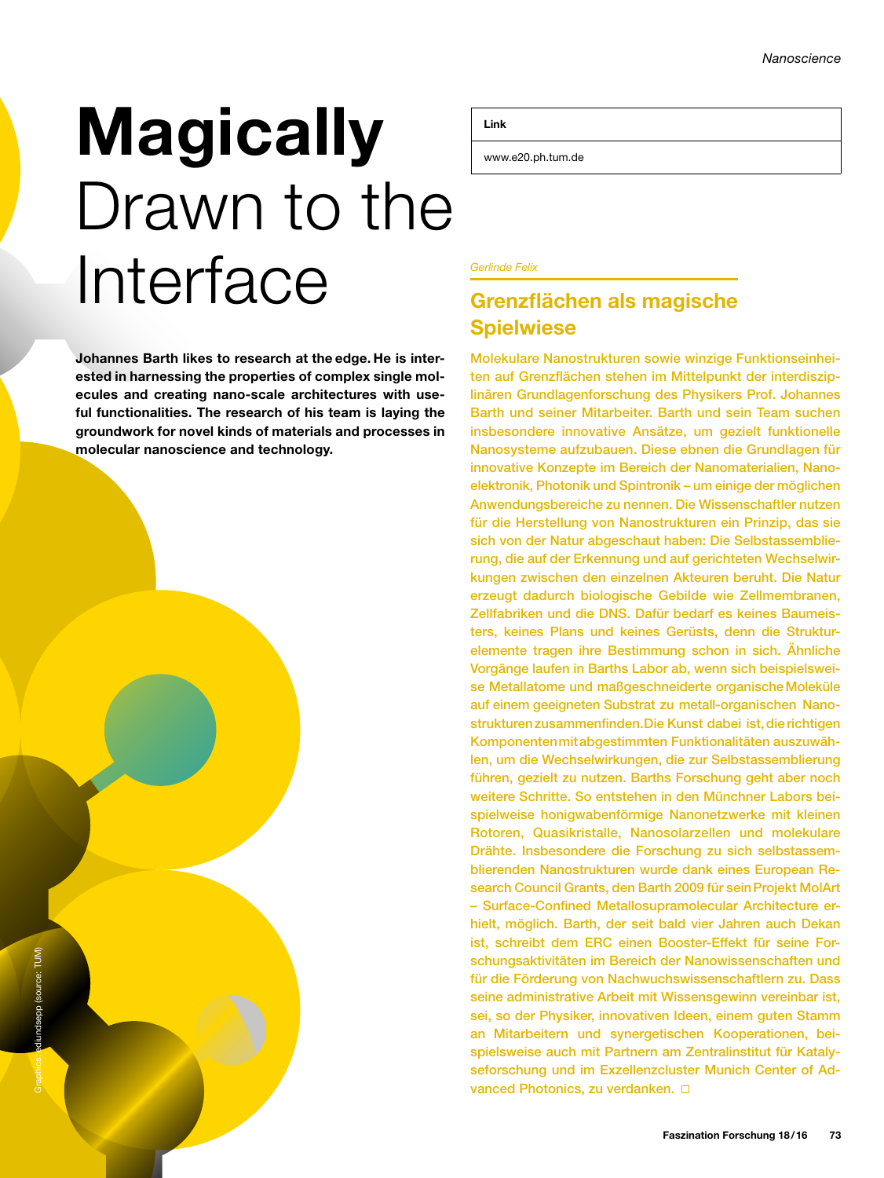# **Magically** Drawn to the Interface

| Link |
| --- |
| www.e20.ph.tum.de |

**Johannes Barth likes to research at the edge. He is interested in harnessing the properties of complex single molecules and creating nano-scale architectures with useful functionalities. The research of his team is laying the groundwork for novel kinds of materials and processes in molecular nanoscience and technology.**

*Gerlinde Felix*

## Grenzflächen als magische Spielwiese

Molekulare Nanostrukturen sowie winzige Funktionseinheiten auf Grenzflächen stehen im Mittelpunkt der interdisziplinären Grundlagenforschung des Physikers Prof. Johannes Barth und seiner Mitarbeiter. Barth und sein Team suchen insbesondere innovative Ansätze, um gezielt funktionelle Nanosysteme aufzubauen. Diese ebnen die Grundlagen für innovative Konzepte im Bereich der Nanomaterialien, Nanoelektronik, Photonik und Spintronik – um einige der möglichen Anwendungsbereiche zu nennen. Die Wissenschaftler nutzen für die Herstellung von Nanostrukturen ein Prinzip, das sie sich von der Natur abgeschaut haben: Die Selbstassemblierung, die auf der Erkennung und auf gerichteten Wechselwirkungen zwischen den einzelnen Akteuren beruht. Die Natur erzeugt dadurch biologische Gebilde wie Zellmembranen, Zellfabriken und die DNS. Dafür bedarf es keines Baumeisters, keines Plans und keines Gerüsts, denn die Strukturelemente tragen ihre Bestimmung schon in sich. Ähnliche Vorgänge laufen in Barths Labor ab, wenn sich beispielsweise Metallatome und maßgeschneiderte organische Moleküle auf einem geeigneten Substrat zu metall-organischen Nanostrukturen zusammenfinden. Die Kunst dabei ist, die richtigen Komponenten mit abgestimmten Funktionalitäten auszuwählen, um die Wechselwirkungen, die zur Selbstassemblierung führen, gezielt zu nutzen. Barths Forschung geht aber noch weitere Schritte. So entstehen in den Münchner Labors beispielsweise honigwabenförmige Nanonetzwerke mit kleinen Rotoren, Quasikristalle, Nanosolarzellen und molekulare Drähte. Insbesondere die Forschung zu sich selbstassemblierenden Nanostrukturen wurde dank eines European Research Council Grants, den Barth 2009 für sein Projekt MolArt – Surface-Confined Metallosupramolecular Architecture erhielt, möglich. Barth, der seit bald vier Jahren auch Dekan ist, schreibt dem ERC einen Booster-Effekt für seine Forschungsaktivitäten im Bereich der Nanowissenschaften und für die Förderung von Nachwuchswissenschaftlern zu. Dass seine administrative Arbeit mit Wissensgewinn vereinbar ist, sei, so der Physiker, innovativen Ideen, einem guten Stamm an Mitarbeitern und synergetischen Kooperationen, beispielsweise auch mit Partnern am Zentralinstitut für Katalyseforschung und im Exzellenzcluster Munich Center of Advanced Photonics, zu verdanken. □

Graphics: edlundsepp (source: TUM)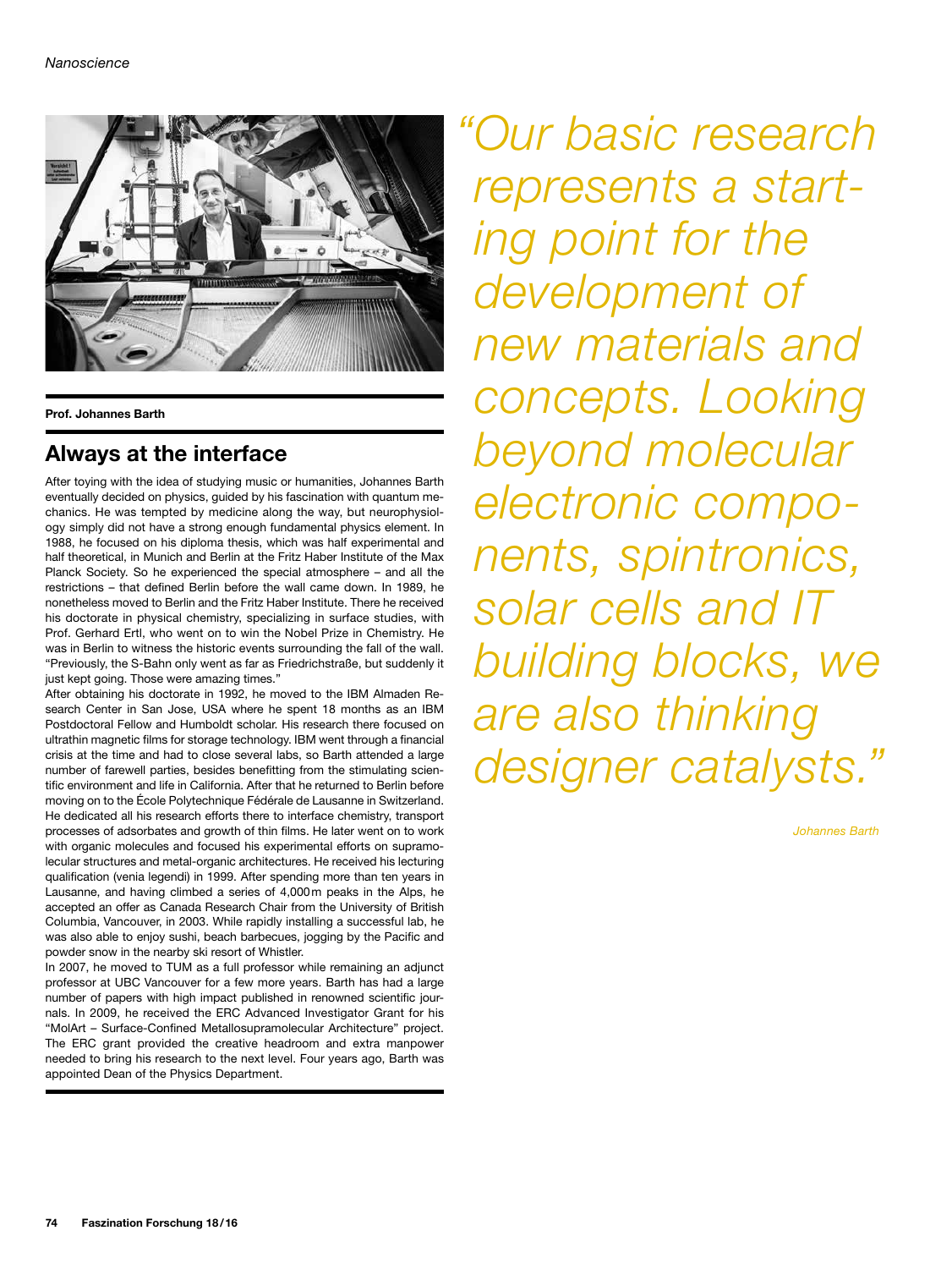**Prof. Johannes Barth**

## Always at the interface

After toying with the idea of studying music or humanities, Johannes Barth eventually decided on physics, guided by his fascination with quantum mechanics. He was tempted by medicine along the way, but neurophysiology simply did not have a strong enough fundamental physics element. In 1988, he focused on his diploma thesis, which was half experimental and half theoretical, in Munich and Berlin at the Fritz Haber Institute of the Max Planck Society. So he experienced the special atmosphere – and all the restrictions – that defined Berlin before the wall came down. In 1989, he nonetheless moved to Berlin and the Fritz Haber Institute. There he received his doctorate in physical chemistry, specializing in surface studies, with Prof. Gerhard Ertl, who went on to win the Nobel Prize in Chemistry. He was in Berlin to witness the historic events surrounding the fall of the wall. "Previously, the S-Bahn only went as far as Friedrichstraße, but suddenly it just kept going. Those were amazing times."

After obtaining his doctorate in 1992, he moved to the IBM Almaden Research Center in San Jose, USA where he spent 18 months as an IBM Postdoctoral Fellow and Humboldt scholar. His research there focused on ultrathin magnetic films for storage technology. IBM went through a financial crisis at the time and had to close several labs, so Barth attended a large number of farewell parties, besides benefitting from the stimulating scientific environment and life in California. After that he returned to Berlin before moving on to the École Polytechnique Fédérale de Lausanne in Switzerland. He dedicated all his research efforts there to interface chemistry, transport processes of adsorbates and growth of thin films. He later went on to work with organic molecules and focused his experimental efforts on supramolecular structures and metal-organic architectures. He received his lecturing qualification (venia legendi) in 1999. After spending more than ten years in Lausanne, and having climbed a series of 4,000 m peaks in the Alps, he accepted an offer as Canada Research Chair from the University of British Columbia, Vancouver, in 2003. While rapidly installing a successful lab, he was also able to enjoy sushi, beach barbecues, jogging by the Pacific and powder snow in the nearby ski resort of Whistler.

In 2007, he moved to TUM as a full professor while remaining an adjunct professor at UBC Vancouver for a few more years. Barth has had a large number of papers with high impact published in renowned scientific journals. In 2009, he received the ERC Advanced Investigator Grant for his "MolArt – Surface-Confined Metallosupramolecular Architecture" project. The ERC grant provided the creative headroom and extra manpower needed to bring his research to the next level. Four years ago, Barth was appointed Dean of the Physics Department.

*"Our basic research represents a starting point for the development of new materials and concepts. Looking beyond molecular electronic components, spintronics, solar cells and IT building blocks, we are also thinking designer catalysts."*

*Johannes Barth*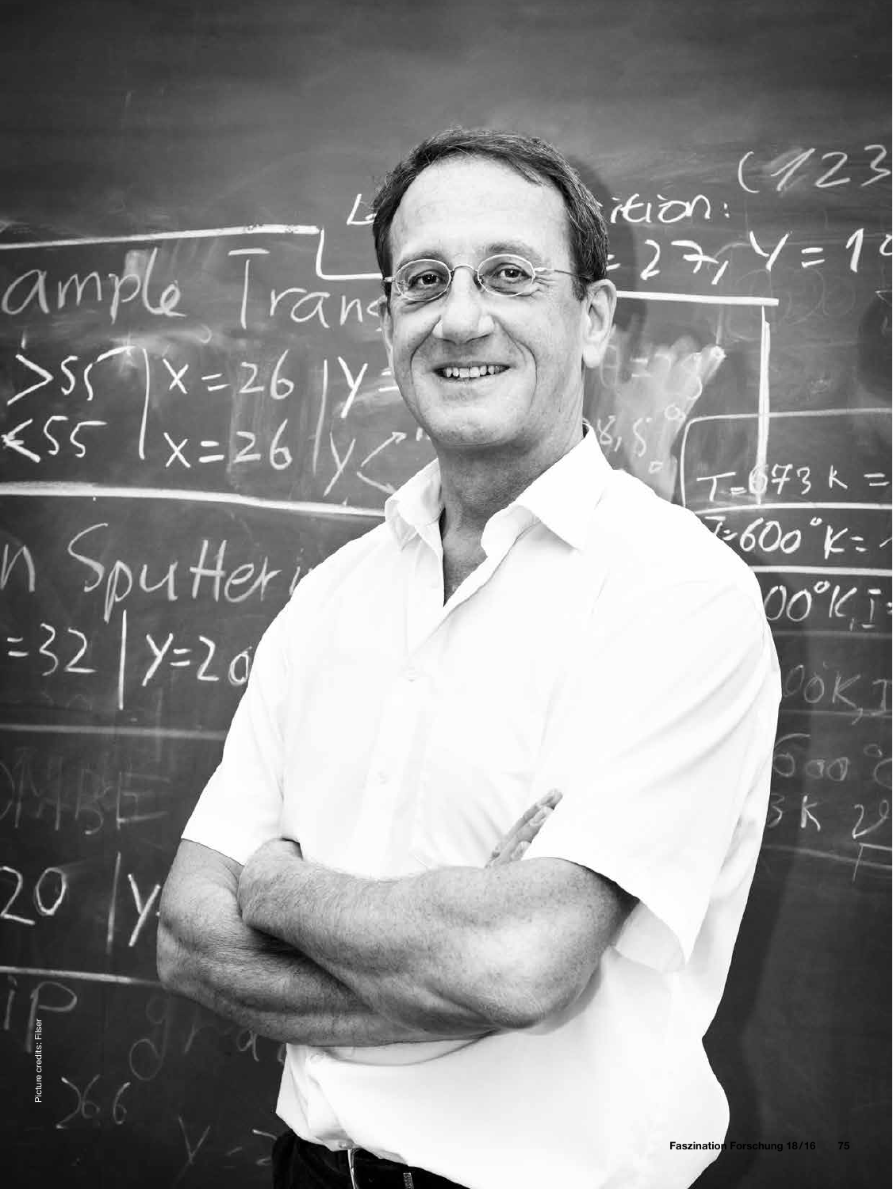Picture credits: Fliser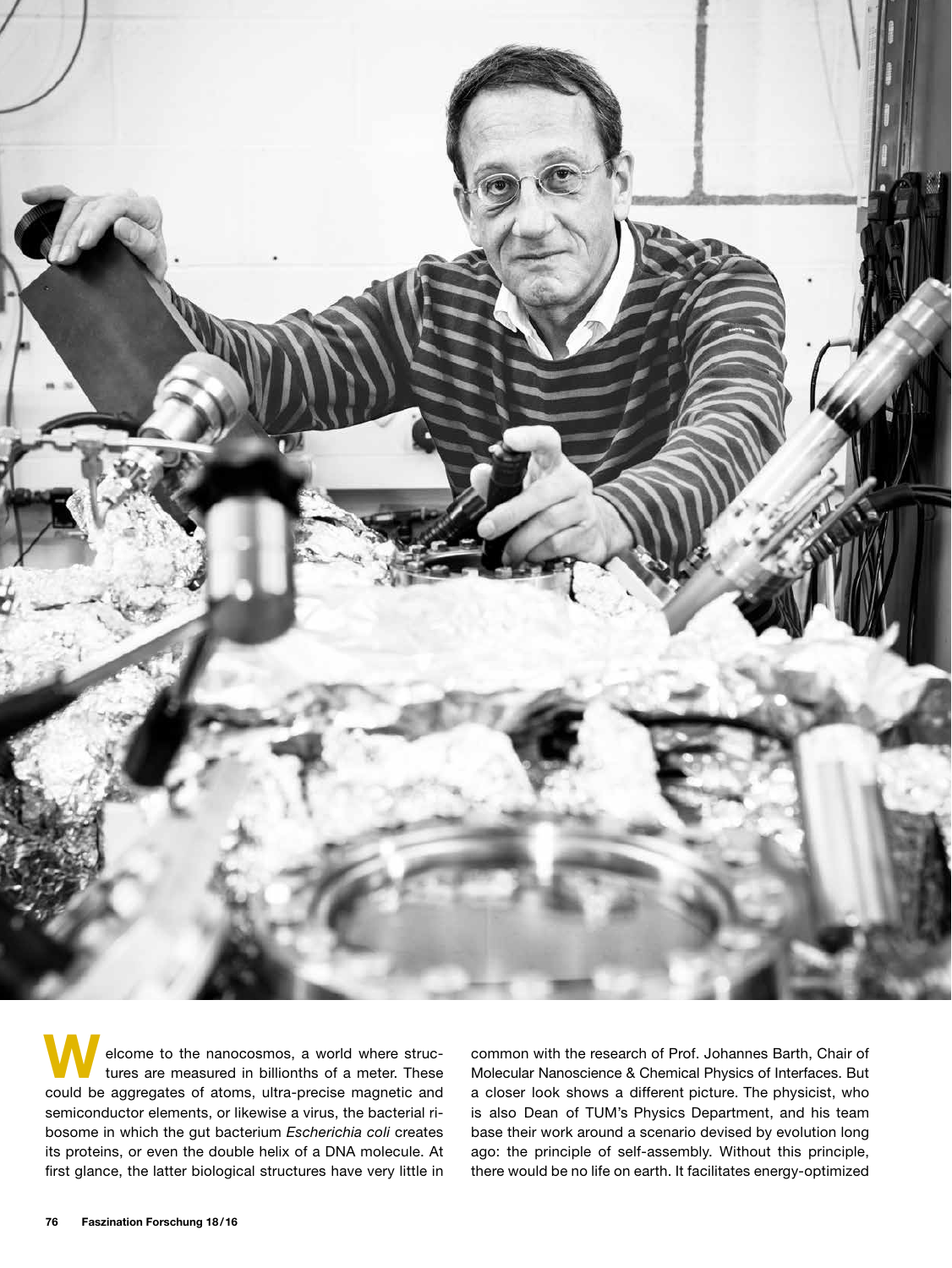Welcome to the nanocosmos, a world where structures are measured in billionths of a meter. These could be aggregates of atoms, ultra-precise magnetic and semiconductor elements, or likewise a virus, the bacterial ribosome in which the gut bacterium *Escherichia coli* creates its proteins, or even the double helix of a DNA molecule. At first glance, the latter biological structures have very little in common with the research of Prof. Johannes Barth, Chair of Molecular Nanoscience & Chemical Physics of Interfaces. But a closer look shows a different picture. The physicist, who is also Dean of TUM's Physics Department, and his team base their work around a scenario devised by evolution long ago: the principle of self-assembly. Without this principle, there would be no life on earth. It facilitates energy-optimized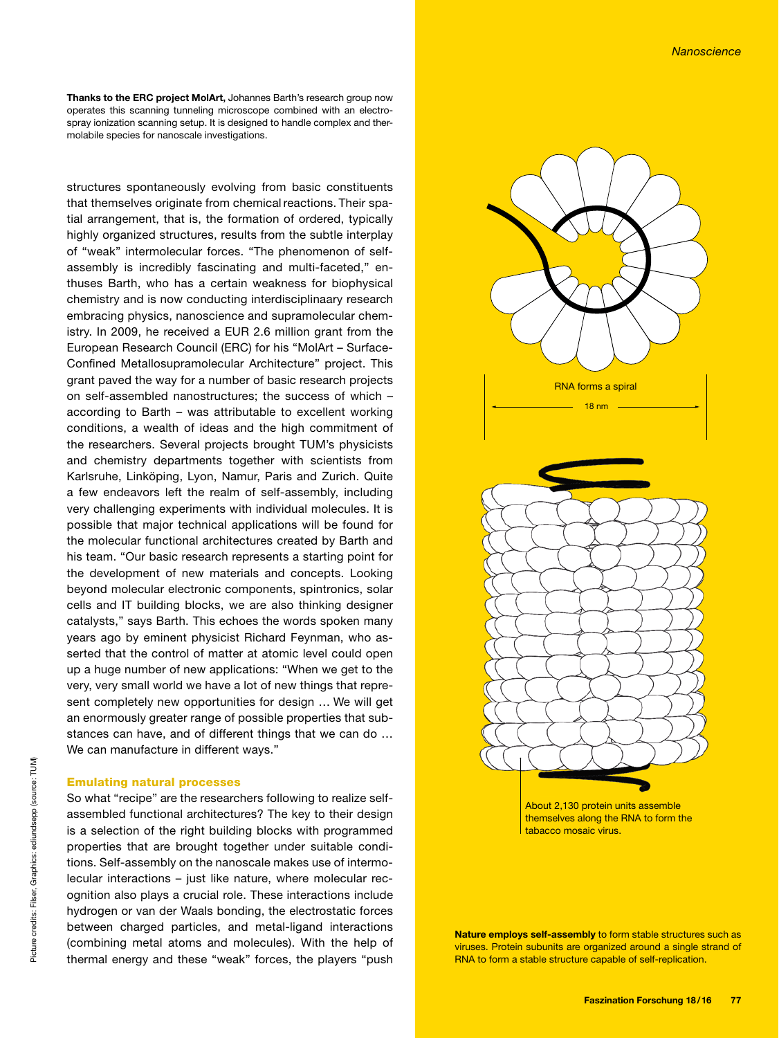**Thanks to the ERC project MolArt,** Johannes Barth's research group now operates this scanning tunneling microscope combined with an electrospray ionization scanning setup. It is designed to handle complex and thermolabile species for nanoscale investigations.

structures spontaneously evolving from basic constituents that themselves originate from chemical reactions. Their spatial arrangement, that is, the formation of ordered, typically highly organized structures, results from the subtle interplay of "weak" intermolecular forces. "The phenomenon of self-assembly is incredibly fascinating and multi-faceted," enthuses Barth, who has a certain weakness for biophysical chemistry and is now conducting interdisciplinaary research embracing physics, nanoscience and supramolecular chemistry. In 2009, he received a EUR 2.6 million grant from the European Research Council (ERC) for his "MolArt – Surface-Confined Metallosupramolecular Architecture" project. This grant paved the way for a number of basic research projects on self-assembled nanostructures; the success of which – according to Barth – was attributable to excellent working conditions, a wealth of ideas and the high commitment of the researchers. Several projects brought TUM's physicists and chemistry departments together with scientists from Karlsruhe, Linköping, Lyon, Namur, Paris and Zurich. Quite a few endeavors left the realm of self-assembly, including very challenging experiments with individual molecules. It is possible that major technical applications will be found for the molecular functional architectures created by Barth and his team. "Our basic research represents a starting point for the development of new materials and concepts. Looking beyond molecular electronic components, spintronics, solar cells and IT building blocks, we are also thinking designer catalysts," says Barth. This echoes the words spoken many years ago by eminent physicist Richard Feynman, who asserted that the control of matter at atomic level could open up a huge number of new applications: "When we get to the very, very small world we have a lot of new things that represent completely new opportunities for design … We will get an enormously greater range of possible properties that substances can have, and of different things that we can do … We can manufacture in different ways."

## Emulating natural processes

So what "recipe" are the researchers following to realize self-assembled functional architectures? The key to their design is a selection of the right building blocks with programmed properties that are brought together under suitable conditions. Self-assembly on the nanoscale makes use of intermolecular interactions – just like nature, where molecular recognition also plays a crucial role. These interactions include hydrogen or van der Waals bonding, the electrostatic forces between charged particles, and metal-ligand interactions (combining metal atoms and molecules). With the help of thermal energy and these "weak" forces, the players "push

RNA forms a spiral

18 nm

About 2,130 protein units assemble themselves along the RNA to form the tabacco mosaic virus.

**Nature employs self-assembly** to form stable structures such as viruses. Protein subunits are organized around a single strand of RNA to form a stable structure capable of self-replication.

Picture credits: Fliser, Graphics: edlundsepp (source: TUM)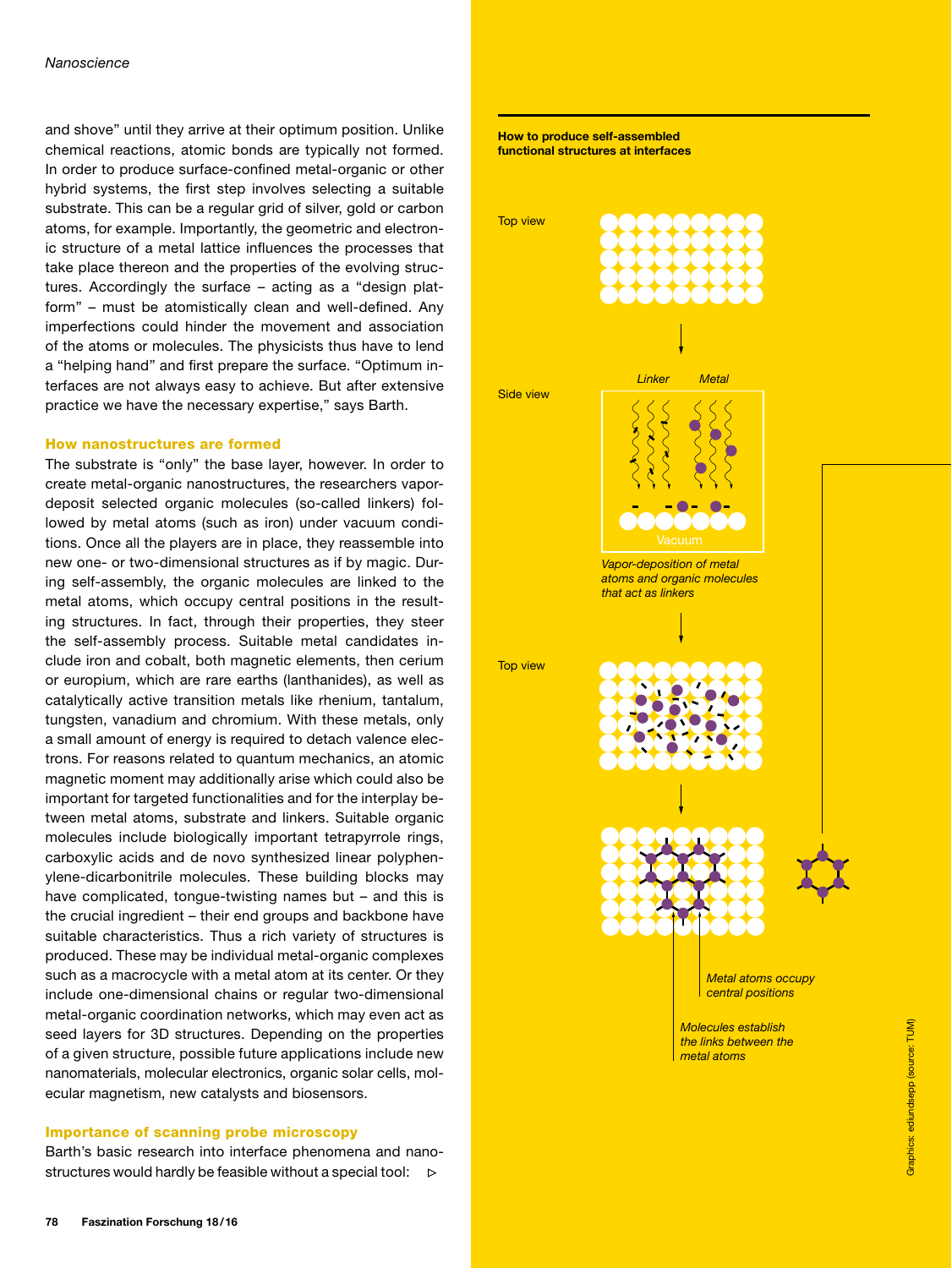and shove" until they arrive at their optimum position. Unlike chemical reactions, atomic bonds are typically not formed. In order to produce surface-confined metal-organic or other hybrid systems, the first step involves selecting a suitable substrate. This can be a regular grid of silver, gold or carbon atoms, for example. Importantly, the geometric and electronic structure of a metal lattice influences the processes that take place thereon and the properties of the evolving structures. Accordingly the surface – acting as a "design platform" – must be atomistically clean and well-defined. Any imperfections could hinder the movement and association of the atoms or molecules. The physicists thus have to lend a "helping hand" and first prepare the surface. "Optimum interfaces are not always easy to achieve. But after extensive practice we have the necessary expertise," says Barth.

### How nanostructures are formed

The substrate is "only" the base layer, however. In order to create metal-organic nanostructures, the researchers vapor-deposit selected organic molecules (so-called linkers) followed by metal atoms (such as iron) under vacuum conditions. Once all the players are in place, they reassemble into new one- or two-dimensional structures as if by magic. During self-assembly, the organic molecules are linked to the metal atoms, which occupy central positions in the resulting structures. In fact, through their properties, they steer the self-assembly process. Suitable metal candidates include iron and cobalt, both magnetic elements, then cerium or europium, which are rare earths (lanthanides), as well as catalytically active transition metals like rhenium, tantalum, tungsten, vanadium and chromium. With these metals, only a small amount of energy is required to detach valence electrons. For reasons related to quantum mechanics, an atomic magnetic moment may additionally arise which could also be important for targeted functionalities and for the interplay between metal atoms, substrate and linkers. Suitable organic molecules include biologically important tetrapyrrole rings, carboxylic acids and de novo synthesized linear polyphenylene-dicarbonitrile molecules. These building blocks may have complicated, tongue-twisting names but – and this is the crucial ingredient – their end groups and backbone have suitable characteristics. Thus a rich variety of structures is produced. These may be individual metal-organic complexes such as a macrocycle with a metal atom at its center. Or they include one-dimensional chains or regular two-dimensional metal-organic coordination networks, which may even act as seed layers for 3D structures. Depending on the properties of a given structure, possible future applications include new nanomaterials, molecular electronics, organic solar cells, molecular magnetism, new catalysts and biosensors.

### Importance of scanning probe microscopy

Barth's basic research into interface phenomena and nanostructures would hardly be feasible without a special tool: ▷

**How to produce self-assembled functional structures at interfaces**

Top view

Side view

*Linker* *Metal*

Vacuum

*Vapor-deposition of metal atoms and organic molecules that act as linkers*

Top view

*Metal atoms occupy central positions*

*Molecules establish the links between the metal atoms*

Graphics: ediundsepp (source: TUM)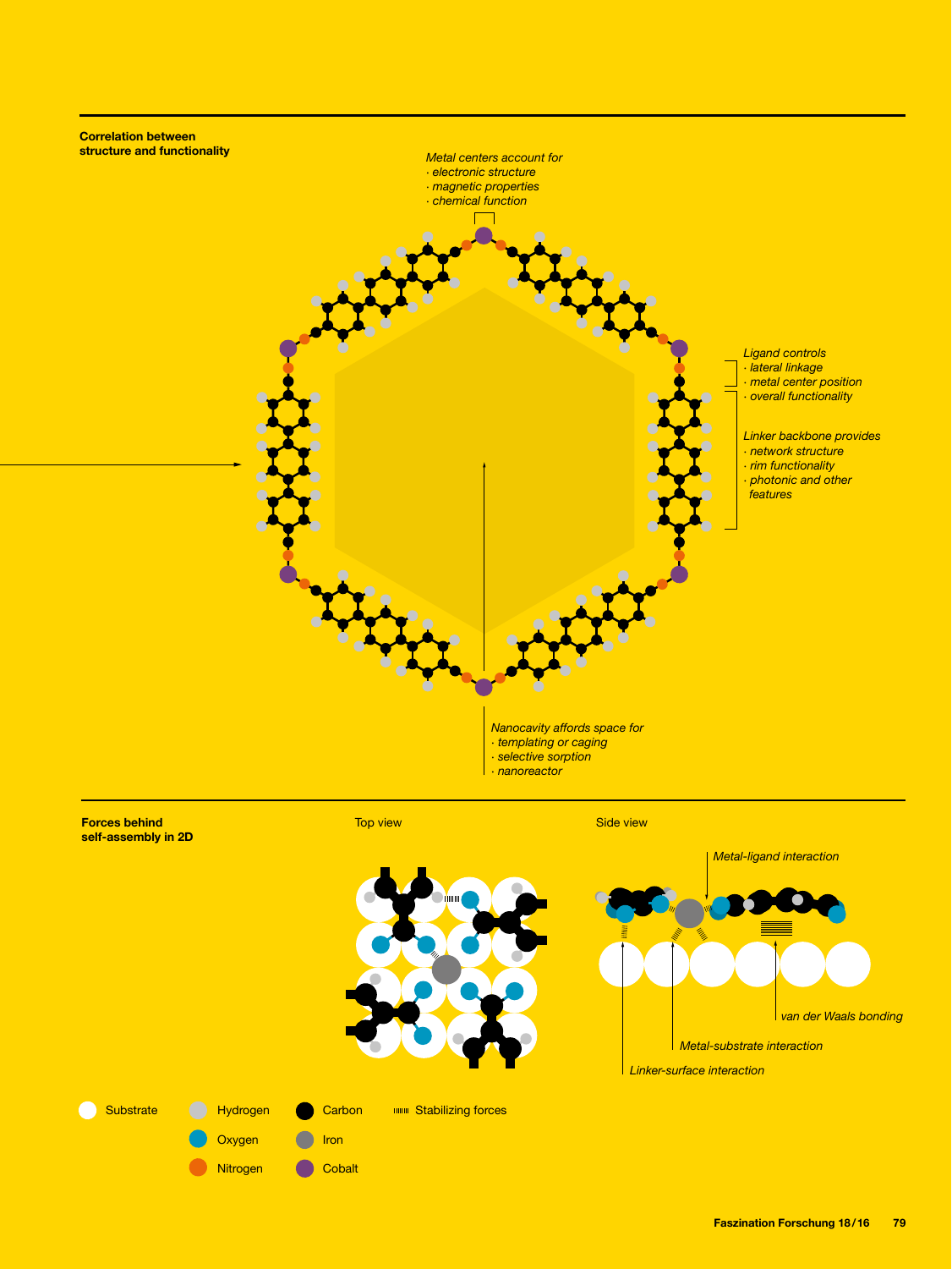**Correlation between structure and functionality**

*Metal centers account for*
*· electronic structure*
*· magnetic properties*
*· chemical function*

*Ligand controls*
*· lateral linkage*
*· metal center position*
*· overall functionality*

*Linker backbone provides*
*· network structure*
*· rim functionality*
*· photonic and other features*

*Nanocavity affords space for*
*· templating or caging*
*· selective sorption*
*· nanoreactor*

**Forces behind self-assembly in 2D**

Top view

Side view

*Metal-ligand interaction*

*van der Waals bonding*

*Metal-substrate interaction*

*Linker-surface interaction*

Substrate · Hydrogen · Oxygen · Nitrogen · Carbon · Iron · Cobalt · Stabilizing forces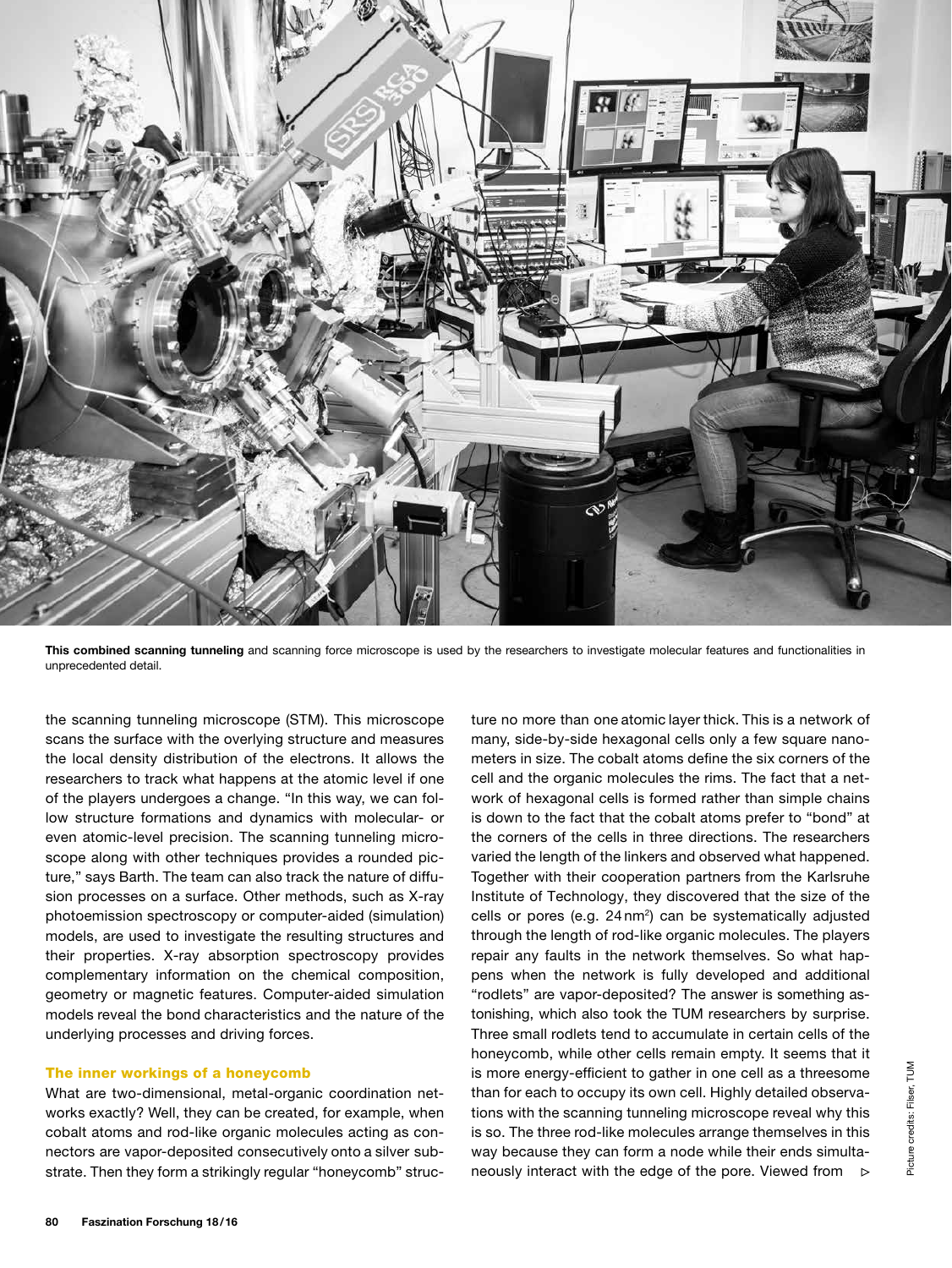**This combined scanning tunneling** and scanning force microscope is used by the researchers to investigate molecular features and functionalities in unprecedented detail.

the scanning tunneling microscope (STM). This microscope scans the surface with the overlying structure and measures the local density distribution of the electrons. It allows the researchers to track what happens at the atomic level if one of the players undergoes a change. "In this way, we can follow structure formations and dynamics with molecular- or even atomic-level precision. The scanning tunneling microscope along with other techniques provides a rounded picture," says Barth. The team can also track the nature of diffusion processes on a surface. Other methods, such as X-ray photoemission spectroscopy or computer-aided (simulation) models, are used to investigate the resulting structures and their properties. X-ray absorption spectroscopy provides complementary information on the chemical composition, geometry or magnetic features. Computer-aided simulation models reveal the bond characteristics and the nature of the underlying processes and driving forces.

### The inner workings of a honeycomb

What are two-dimensional, metal-organic coordination networks exactly? Well, they can be created, for example, when cobalt atoms and rod-like organic molecules acting as connectors are vapor-deposited consecutively onto a silver substrate. Then they form a strikingly regular "honeycomb" structure no more than one atomic layer thick. This is a network of many, side-by-side hexagonal cells only a few square nanometers in size. The cobalt atoms define the six corners of the cell and the organic molecules the rims. The fact that a network of hexagonal cells is formed rather than simple chains is down to the fact that the cobalt atoms prefer to "bond" at the corners of the cells in three directions. The researchers varied the length of the linkers and observed what happened. Together with their cooperation partners from the Karlsruhe Institute of Technology, they discovered that the size of the cells or pores (e.g. 24 $nm^2$) can be systematically adjusted through the length of rod-like organic molecules. The players repair any faults in the network themselves. So what happens when the network is fully developed and additional "rodlets" are vapor-deposited? The answer is something astonishing, which also took the TUM researchers by surprise. Three small rodlets tend to accumulate in certain cells of the honeycomb, while other cells remain empty. It seems that it is more energy-efficient to gather in one cell as a threesome than for each to occupy its own cell. Highly detailed observations with the scanning tunneling microscope reveal why this is so. The three rod-like molecules arrange themselves in this way because they can form a node while their ends simultaneously interact with the edge of the pore. Viewed from ▷

Picture credits: Filser, TUM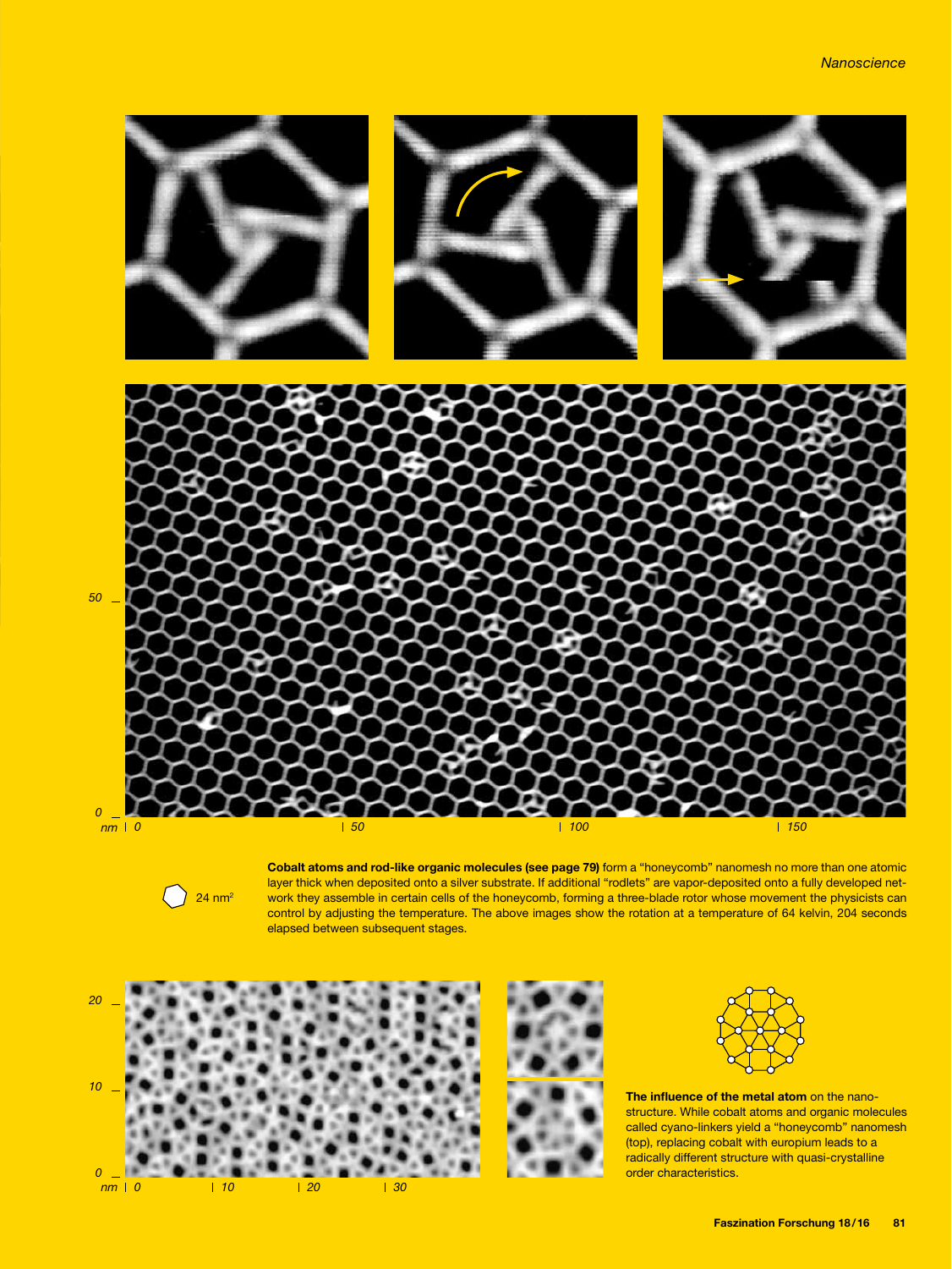24 nm$^2$

**Cobalt atoms and rod-like organic molecules (see page 79)** form a "honeycomb" nanomesh no more than one atomic layer thick when deposited onto a silver substrate. If additional "rodlets" are vapor-deposited onto a fully developed network they assemble in certain cells of the honeycomb, forming a three-blade rotor whose movement the physicists can control by adjusting the temperature. The above images show the rotation at a temperature of 64 kelvin, 204 seconds elapsed between subsequent stages.

**The influence of the metal atom** on the nanostructure. While cobalt atoms and organic molecules called cyano-linkers yield a "honeycomb" nanomesh (top), replacing cobalt with europium leads to a radically different structure with quasi-crystalline order characteristics.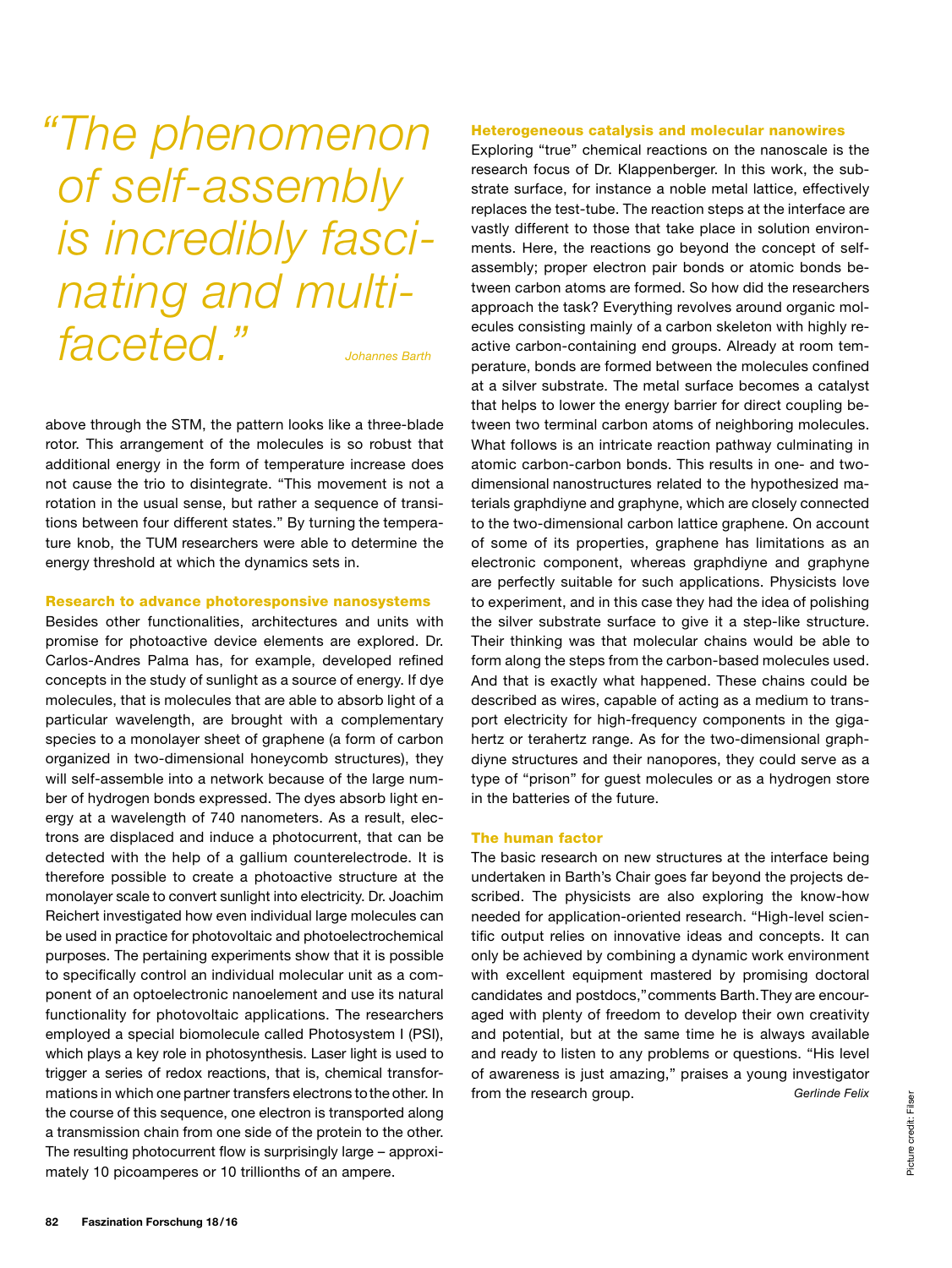*"The phenomenon of self-assembly is incredibly fascinating and multi-faceted."* Johannes Barth

above through the STM, the pattern looks like a three-blade rotor. This arrangement of the molecules is so robust that additional energy in the form of temperature increase does not cause the trio to disintegrate. "This movement is not a rotation in the usual sense, but rather a sequence of transitions between four different states." By turning the temperature knob, the TUM researchers were able to determine the energy threshold at which the dynamics sets in.

**Research to advance photoresponsive nanosystems**

Besides other functionalities, architectures and units with promise for photoactive device elements are explored. Dr. Carlos-Andres Palma has, for example, developed refined concepts in the study of sunlight as a source of energy. If dye molecules, that is molecules that are able to absorb light of a particular wavelength, are brought with a complementary species to a monolayer sheet of graphene (a form of carbon organized in two-dimensional honeycomb structures), they will self-assemble into a network because of the large number of hydrogen bonds expressed. The dyes absorb light energy at a wavelength of 740 nanometers. As a result, electrons are displaced and induce a photocurrent, that can be detected with the help of a gallium counterelectrode. It is therefore possible to create a photoactive structure at the monolayer scale to convert sunlight into electricity. Dr. Joachim Reichert investigated how even individual large molecules can be used in practice for photovoltaic and photoelectrochemical purposes. The pertaining experiments show that it is possible to specifically control an individual molecular unit as a component of an optoelectronic nanoelement and use its natural functionality for photovoltaic applications. The researchers employed a special biomolecule called Photosystem I (PSI), which plays a key role in photosynthesis. Laser light is used to trigger a series of redox reactions, that is, chemical transformations in which one partner transfers electrons to the other. In the course of this sequence, one electron is transported along a transmission chain from one side of the protein to the other. The resulting photocurrent flow is surprisingly large – approximately 10 picoamperes or 10 trillionths of an ampere.

**Heterogeneous catalysis and molecular nanowires**

Exploring "true" chemical reactions on the nanoscale is the research focus of Dr. Klappenberger. In this work, the substrate surface, for instance a noble metal lattice, effectively replaces the test-tube. The reaction steps at the interface are vastly different to those that take place in solution environments. Here, the reactions go beyond the concept of self-assembly; proper electron pair bonds or atomic bonds between carbon atoms are formed. So how did the researchers approach the task? Everything revolves around organic molecules consisting mainly of a carbon skeleton with highly reactive carbon-containing end groups. Already at room temperature, bonds are formed between the molecules confined at a silver substrate. The metal surface becomes a catalyst that helps to lower the energy barrier for direct coupling between two terminal carbon atoms of neighboring molecules. What follows is an intricate reaction pathway culminating in atomic carbon-carbon bonds. This results in one- and two-dimensional nanostructures related to the hypothesized materials graphdiyne and graphyne, which are closely connected to the two-dimensional carbon lattice graphene. On account of some of its properties, graphene has limitations as an electronic component, whereas graphdiyne and graphyne are perfectly suitable for such applications. Physicists love to experiment, and in this case they had the idea of polishing the silver substrate surface to give it a step-like structure. Their thinking was that molecular chains would be able to form along the steps from the carbon-based molecules used. And that is exactly what happened. These chains could be described as wires, capable of acting as a medium to transport electricity for high-frequency components in the gigahertz or terahertz range. As for the two-dimensional graphdiyne structures and their nanopores, they could serve as a type of "prison" for guest molecules or as a hydrogen store in the batteries of the future.

**The human factor**

The basic research on new structures at the interface being undertaken in Barth's Chair goes far beyond the projects described. The physicists are also exploring the know-how needed for application-oriented research. "High-level scientific output relies on innovative ideas and concepts. It can only be achieved by combining a dynamic work environment with excellent equipment mastered by promising doctoral candidates and postdocs," comments Barth. They are encouraged with plenty of freedom to develop their own creativity and potential, but at the same time he is always available and ready to listen to any problems or questions. "His level of awareness is just amazing," praises a young investigator from the research group. *Gerlinde Felix*

Picture credit: Filser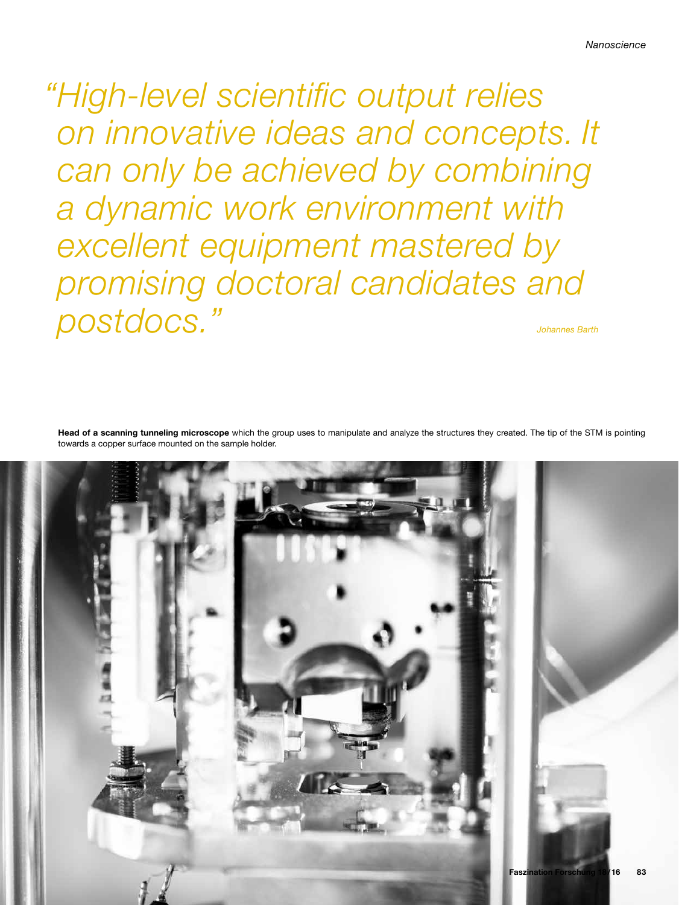*"High-level scientific output relies on innovative ideas and concepts. It can only be achieved by combining a dynamic work environment with excellent equipment mastered by promising doctoral candidates and postdocs."*

*Johannes Barth*

**Head of a scanning tunneling microscope** which the group uses to manipulate and analyze the structures they created. The tip of the STM is pointing towards a copper surface mounted on the sample holder.